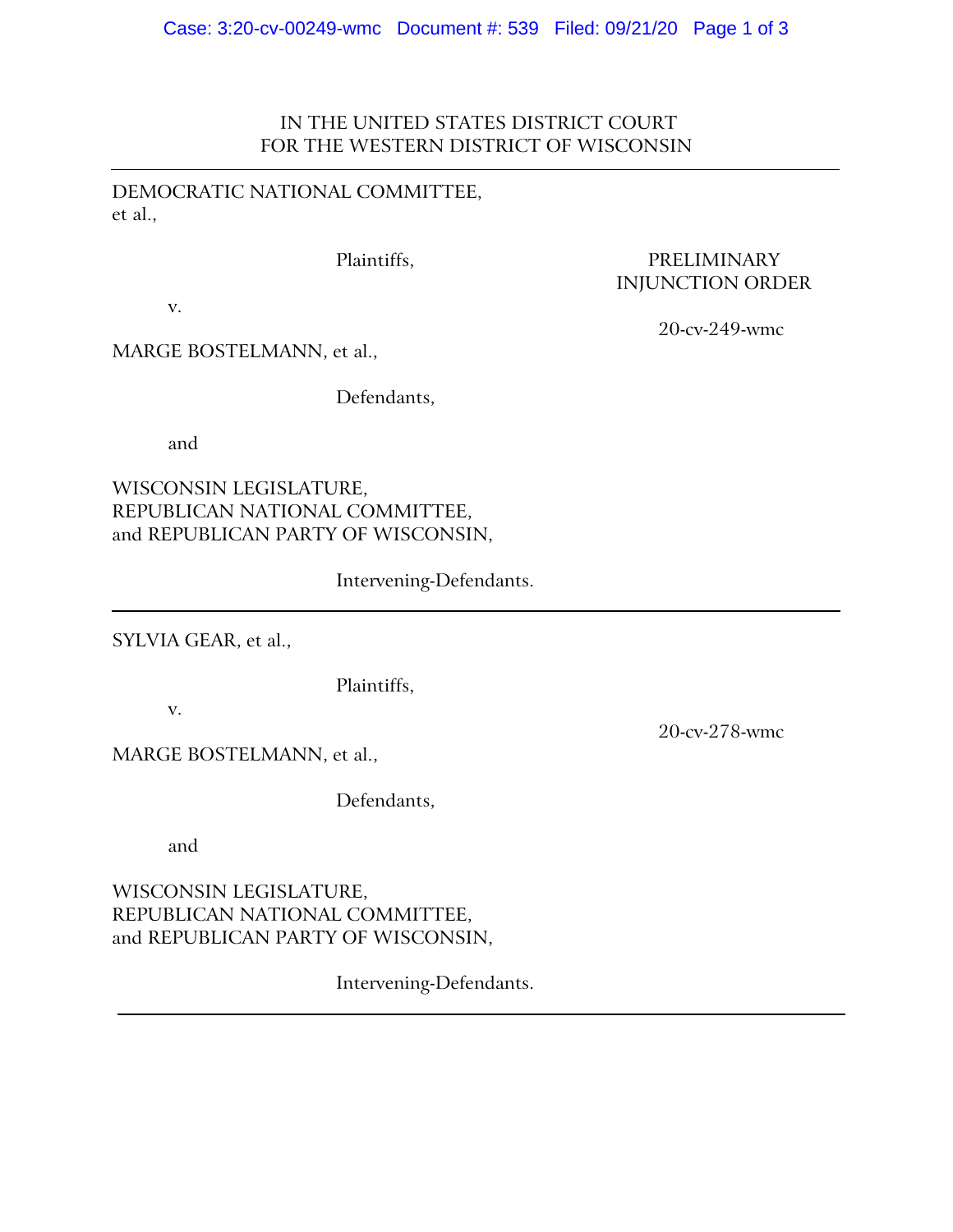IN THE UNITED STATES DISTRICT COURT
FOR THE WESTERN DISTRICT OF WISCONSIN

---

DEMOCRATIC NATIONAL COMMITTEE, et al.,

Plaintiffs,

v.

MARGE BOSTELMANN, et al.,

Defendants,

and

WISCONSIN LEGISLATURE, REPUBLICAN NATIONAL COMMITTEE, and REPUBLICAN PARTY OF WISCONSIN,

Intervening-Defendants.

PRELIMINARY INJUNCTION ORDER

20-cv-249-wmc

---

SYLVIA GEAR, et al.,

Plaintiffs,

v.

MARGE BOSTELMANN, et al.,

Defendants,

and

WISCONSIN LEGISLATURE, REPUBLICAN NATIONAL COMMITTEE, and REPUBLICAN PARTY OF WISCONSIN,

Intervening-Defendants.

20-cv-278-wmc

---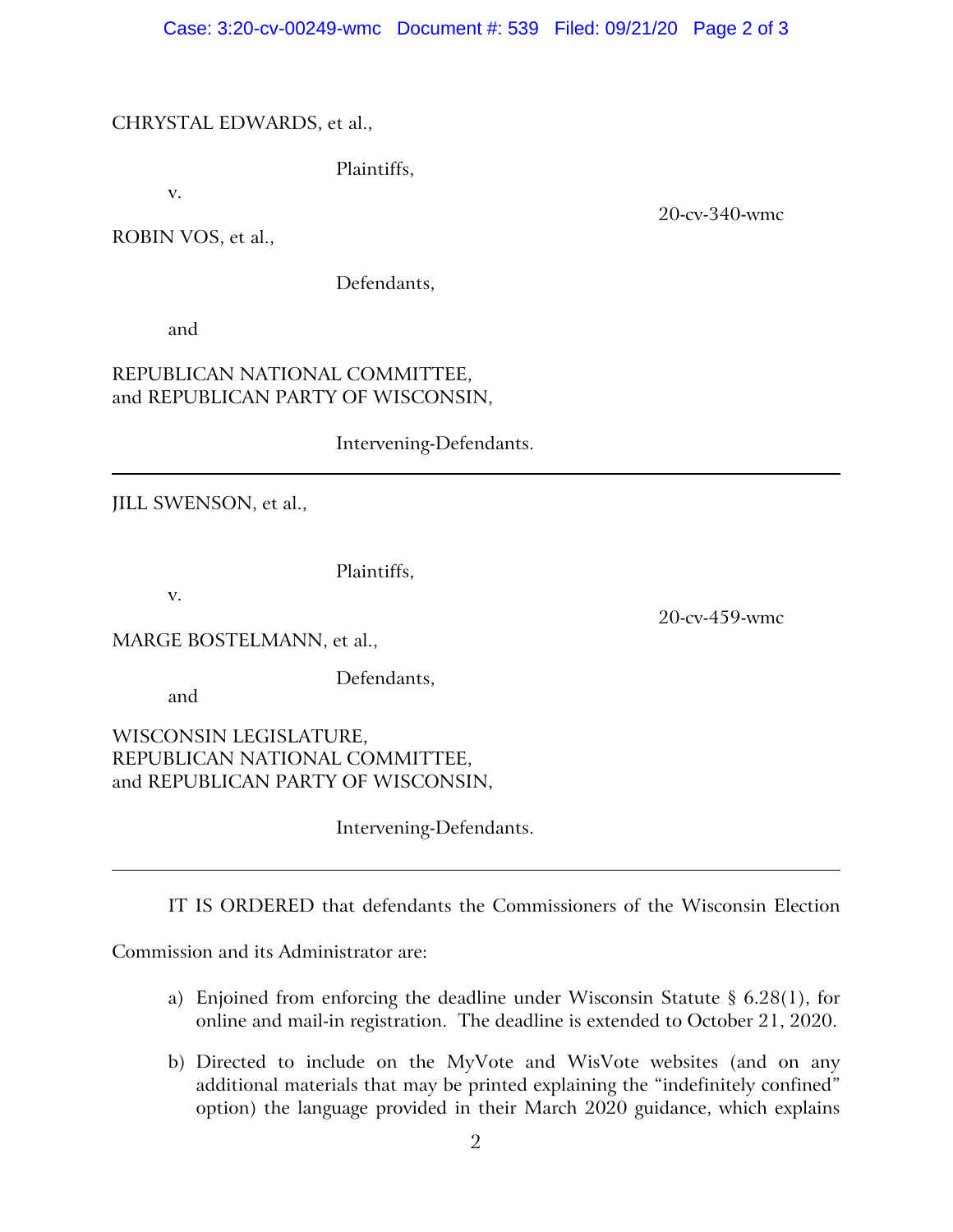CHRYSTAL EDWARDS, et al.,

Plaintiffs,

v.

20-cv-340-wmc

ROBIN VOS, et al.,

Defendants,

and

REPUBLICAN NATIONAL COMMITTEE,
and REPUBLICAN PARTY OF WISCONSIN,

Intervening-Defendants.

---

JILL SWENSON, et al.,

Plaintiffs,

v.

20-cv-459-wmc

MARGE BOSTELMANN, et al.,

Defendants,

and

WISCONSIN LEGISLATURE,
REPUBLICAN NATIONAL COMMITTEE,
and REPUBLICAN PARTY OF WISCONSIN,

Intervening-Defendants.

---

IT IS ORDERED that defendants the Commissioners of the Wisconsin Election Commission and its Administrator are:

a) Enjoined from enforcing the deadline under Wisconsin Statute § 6.28(1), for online and mail-in registration. The deadline is extended to October 21, 2020.

b) Directed to include on the MyVote and WisVote websites (and on any additional materials that may be printed explaining the "indefinitely confined" option) the language provided in their March 2020 guidance, which explains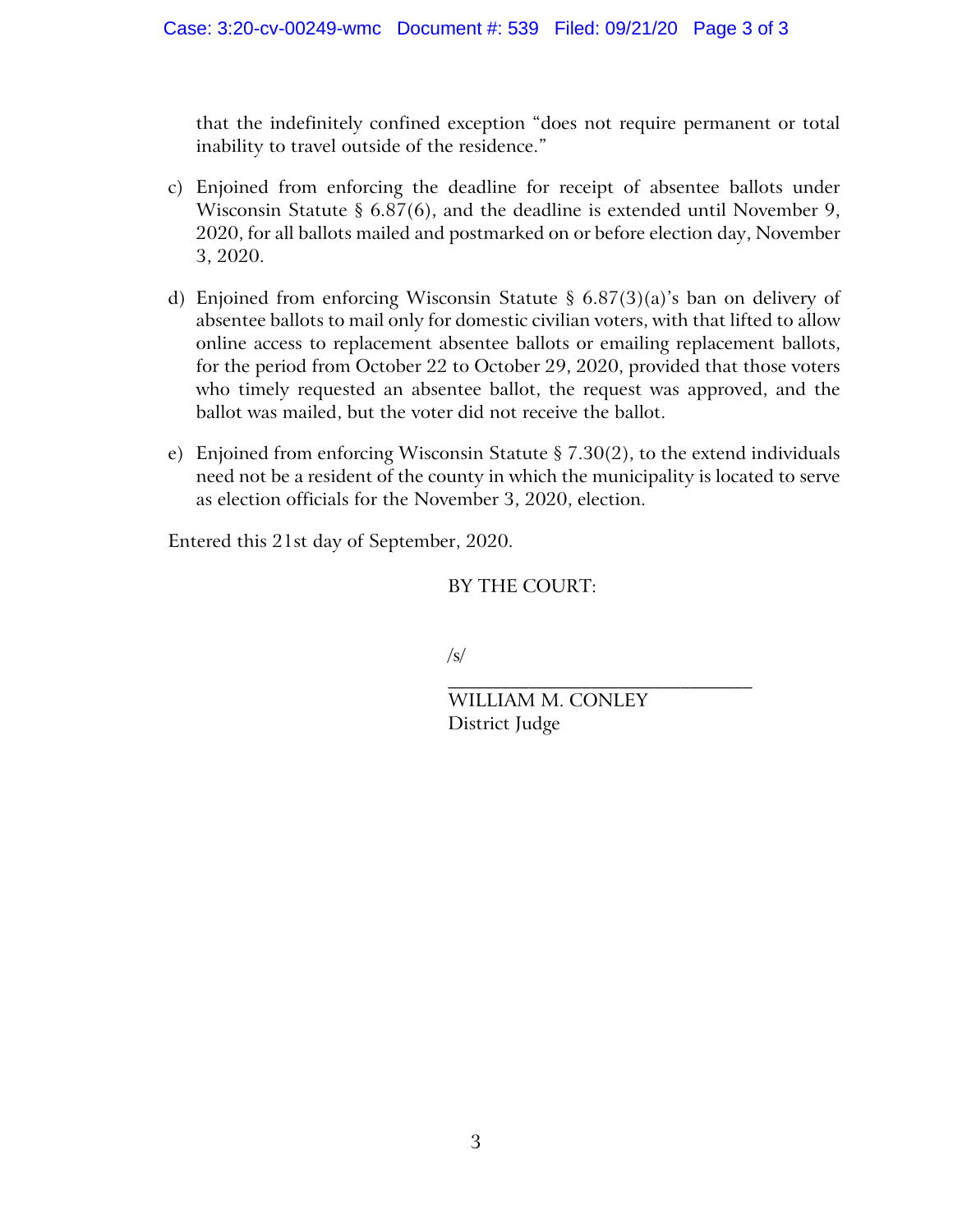that the indefinitely confined exception "does not require permanent or total inability to travel outside of the residence."

c) Enjoined from enforcing the deadline for receipt of absentee ballots under Wisconsin Statute § 6.87(6), and the deadline is extended until November 9, 2020, for all ballots mailed and postmarked on or before election day, November 3, 2020.

d) Enjoined from enforcing Wisconsin Statute § 6.87(3)(a)'s ban on delivery of absentee ballots to mail only for domestic civilian voters, with that lifted to allow online access to replacement absentee ballots or emailing replacement ballots, for the period from October 22 to October 29, 2020, provided that those voters who timely requested an absentee ballot, the request was approved, and the ballot was mailed, but the voter did not receive the ballot.

e) Enjoined from enforcing Wisconsin Statute § 7.30(2), to the extend individuals need not be a resident of the county in which the municipality is located to serve as election officials for the November 3, 2020, election.

Entered this 21st day of September, 2020.

BY THE COURT:

/s/

\_\_\_\_\_\_\_\_\_\_\_\_\_\_\_\_\_\_\_\_\_\_\_\_\_\_\_\_\_\_\_\_

WILLIAM M. CONLEY
District Judge